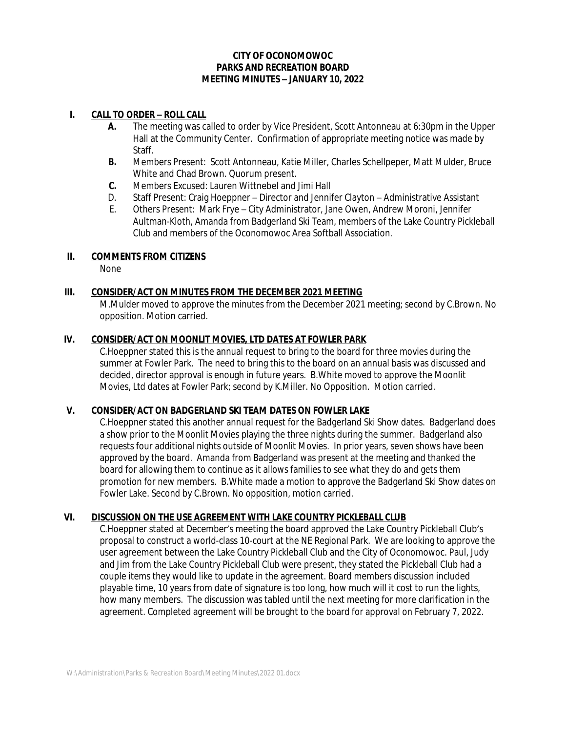**CITY OF OCONOMOWOC**
**PARKS AND RECREATION BOARD**
**MEETING MINUTES – JANUARY 10, 2022**

## I. CALL TO ORDER – ROLL CALL

- **A.** The meeting was called to order by Vice President, Scott Antonneau at 6:30pm in the Upper Hall at the Community Center. Confirmation of appropriate meeting notice was made by Staff.
- **B.** Members Present: Scott Antonneau, Katie Miller, Charles Schellpeper, Matt Mulder, Bruce White and Chad Brown. Quorum present.
- **C.** Members Excused: Lauren Wittnebel and Jimi Hall
- D. Staff Present: Craig Hoeppner – Director and Jennifer Clayton – Administrative Assistant
- E. Others Present: Mark Frye – City Administrator, Jane Owen, Andrew Moroni, Jennifer Aultman-Kloth, Amanda from Badgerland Ski Team, members of the Lake Country Pickleball Club and members of the Oconomowoc Area Softball Association.

## II. COMMENTS FROM CITIZENS

None

## III. CONSIDER/ACT ON MINUTES FROM THE DECEMBER 2021 MEETING

M.Mulder moved to approve the minutes from the December 2021 meeting; second by C.Brown. No opposition. Motion carried.

## IV. CONSIDER/ACT ON MOONLIT MOVIES, LTD DATES AT FOWLER PARK

C.Hoeppner stated this is the annual request to bring to the board for three movies during the summer at Fowler Park. The need to bring this to the board on an annual basis was discussed and decided, director approval is enough in future years. B.White moved to approve the Moonlit Movies, Ltd dates at Fowler Park; second by K.Miller. No Opposition. Motion carried.

## V. CONSIDER/ACT ON BADGERLAND SKI TEAM DATES ON FOWLER LAKE

C.Hoeppner stated this another annual request for the Badgerland Ski Show dates. Badgerland does a show prior to the Moonlit Movies playing the three nights during the summer. Badgerland also requests four additional nights outside of Moonlit Movies. In prior years, seven shows have been approved by the board. Amanda from Badgerland was present at the meeting and thanked the board for allowing them to continue as it allows families to see what they do and gets them promotion for new members. B.White made a motion to approve the Badgerland Ski Show dates on Fowler Lake. Second by C.Brown. No opposition, motion carried.

## VI. DISCUSSION ON THE USE AGREEMENT WITH LAKE COUNTRY PICKLEBALL CLUB

C.Hoeppner stated at December's meeting the board approved the Lake Country Pickleball Club's proposal to construct a world-class 10-court at the NE Regional Park. We are looking to approve the user agreement between the Lake Country Pickleball Club and the City of Oconomowoc. Paul, Judy and Jim from the Lake Country Pickleball Club were present, they stated the Pickleball Club had a couple items they would like to update in the agreement. Board members discussion included playable time, 10 years from date of signature is too long, how much will it cost to run the lights, how many members. The discussion was tabled until the next meeting for more clarification in the agreement. Completed agreement will be brought to the board for approval on February 7, 2022.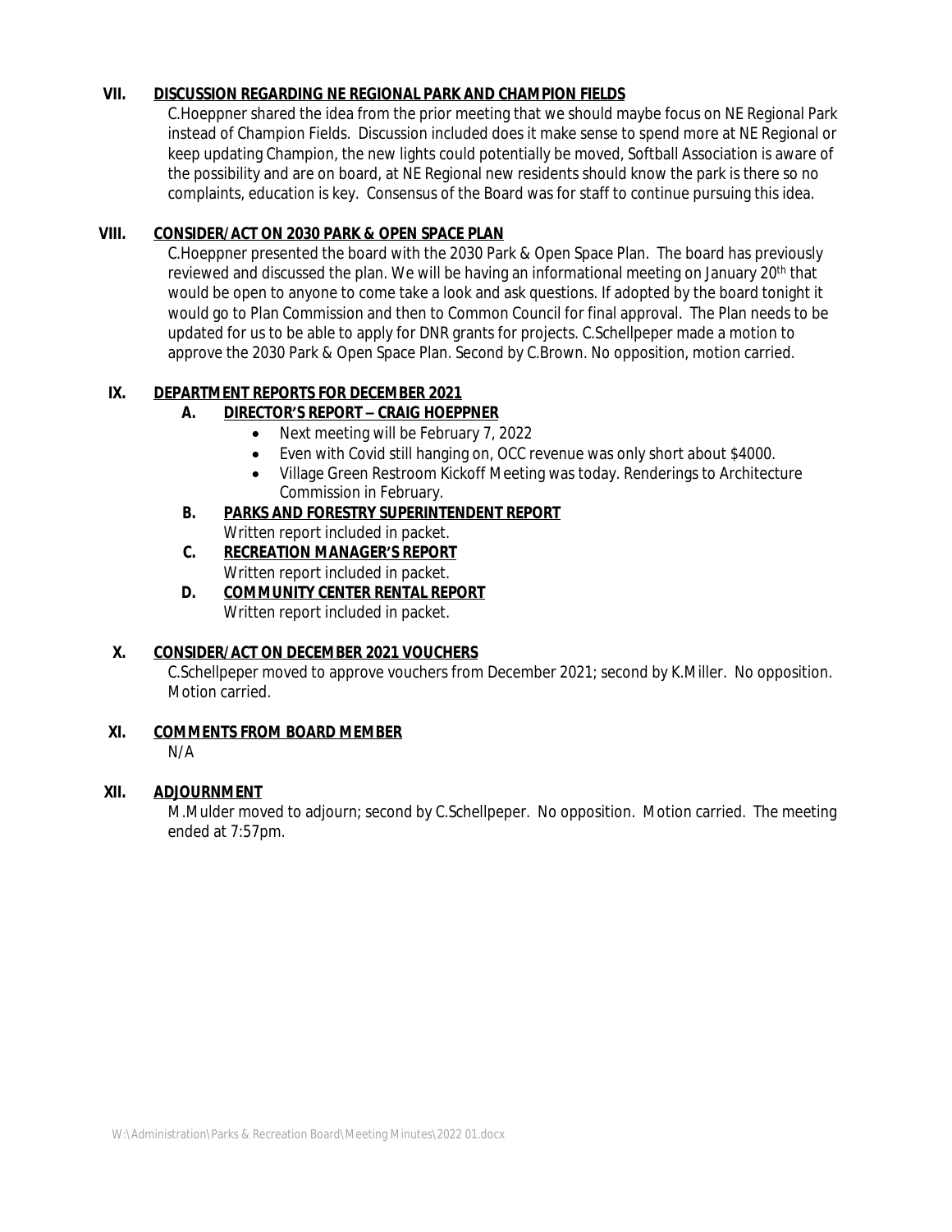## VII. DISCUSSION REGARDING NE REGIONAL PARK AND CHAMPION FIELDS

C.Hoeppner shared the idea from the prior meeting that we should maybe focus on NE Regional Park instead of Champion Fields. Discussion included does it make sense to spend more at NE Regional or keep updating Champion, the new lights could potentially be moved, Softball Association is aware of the possibility and are on board, at NE Regional new residents should know the park is there so no complaints, education is key. Consensus of the Board was for staff to continue pursuing this idea.

## VIII. CONSIDER/ACT ON 2030 PARK & OPEN SPACE PLAN

C.Hoeppner presented the board with the 2030 Park & Open Space Plan. The board has previously reviewed and discussed the plan. We will be having an informational meeting on January 20th that would be open to anyone to come take a look and ask questions. If adopted by the board tonight it would go to Plan Commission and then to Common Council for final approval. The Plan needs to be updated for us to be able to apply for DNR grants for projects. C.Schellpeper made a motion to approve the 2030 Park & Open Space Plan. Second by C.Brown. No opposition, motion carried.

## IX. DEPARTMENT REPORTS FOR DECEMBER 2021

### A. DIRECTOR'S REPORT – CRAIG HOEPPNER

- Next meeting will be February 7, 2022
- Even with Covid still hanging on, OCC revenue was only short about $4000.
- Village Green Restroom Kickoff Meeting was today. Renderings to Architecture Commission in February.

### B. PARKS AND FORESTRY SUPERINTENDENT REPORT

Written report included in packet.

### C. RECREATION MANAGER'S REPORT

Written report included in packet.

### D. COMMUNITY CENTER RENTAL REPORT

Written report included in packet.

## X. CONSIDER/ACT ON DECEMBER 2021 VOUCHERS

C.Schellpeper moved to approve vouchers from December 2021; second by K.Miller. No opposition. Motion carried.

## XI. COMMENTS FROM BOARD MEMBER

N/A

## XII. ADJOURNMENT

M.Mulder moved to adjourn; second by C.Schellpeper. No opposition. Motion carried. The meeting ended at 7:57pm.

W:\Administration\Parks & Recreation Board\Meeting Minutes\2022 01.docx